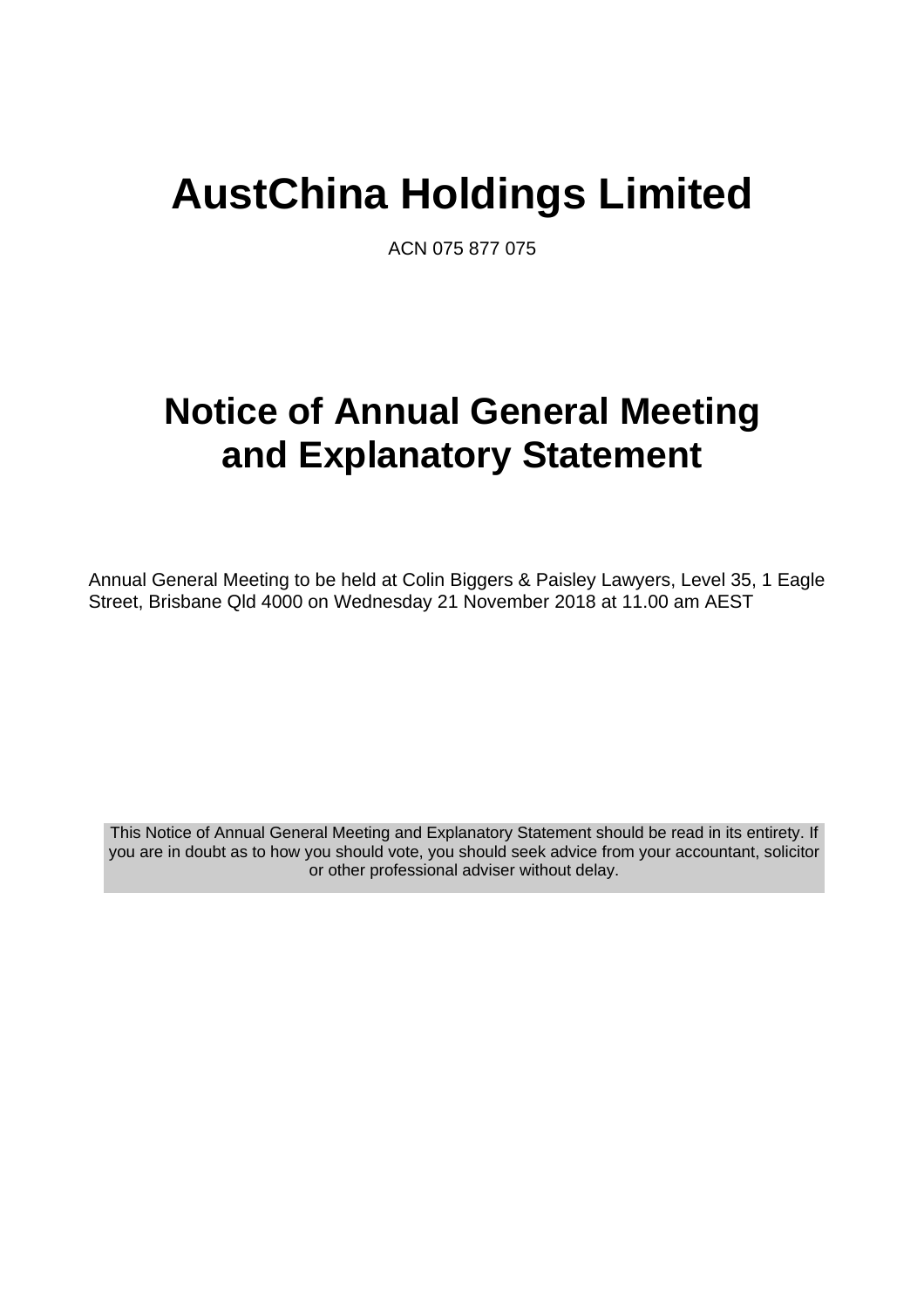# AustChina Holdings Limited

ACN 075 877 075

# Notice of Annual General Meeting and Explanatory Statement

Annual General Meeting to be held at Colin Biggers & Paisley Lawyers, Level 35, 1 Eagle Street, Brisbane Qld 4000 on Wednesday 21 November 2018 at 11.00 am AEST

This Notice of Annual General Meeting and Explanatory Statement should be read in its entirety. If you are in doubt as to how you should vote, you should seek advice from your accountant, solicitor or other professional adviser without delay.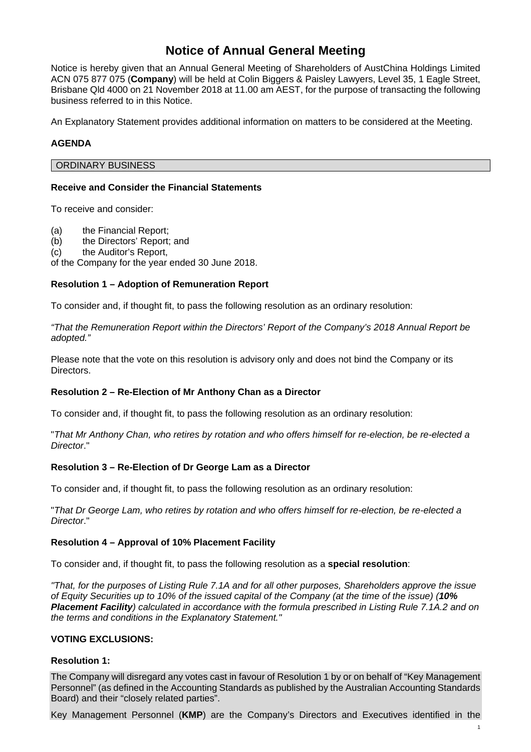# Notice of Annual General Meeting

Notice is hereby given that an Annual General Meeting of Shareholders of AustChina Holdings Limited ACN 075 877 075 (**Company**) will be held at Colin Biggers & Paisley Lawyers, Level 35, 1 Eagle Street, Brisbane Qld 4000 on 21 November 2018 at 11.00 am AEST, for the purpose of transacting the following business referred to in this Notice.

An Explanatory Statement provides additional information on matters to be considered at the Meeting.

**AGENDA**

ORDINARY BUSINESS

**Receive and Consider the Financial Statements**

To receive and consider:

(a) the Financial Report;
(b) the Directors' Report; and
(c) the Auditor's Report,

of the Company for the year ended 30 June 2018.

**Resolution 1 – Adoption of Remuneration Report**

To consider and, if thought fit, to pass the following resolution as an ordinary resolution:

*"That the Remuneration Report within the Directors' Report of the Company's 2018 Annual Report be adopted."*

Please note that the vote on this resolution is advisory only and does not bind the Company or its Directors.

**Resolution 2 – Re-Election of Mr Anthony Chan as a Director**

To consider and, if thought fit, to pass the following resolution as an ordinary resolution:

"*That Mr Anthony Chan, who retires by rotation and who offers himself for re-election, be re-elected a Director*."

**Resolution 3 – Re-Election of Dr George Lam as a Director**

To consider and, if thought fit, to pass the following resolution as an ordinary resolution:

"*That Dr George Lam, who retires by rotation and who offers himself for re-election, be re-elected a Director*."

**Resolution 4 – Approval of 10% Placement Facility**

To consider and, if thought fit, to pass the following resolution as a **special resolution**:

*"That, for the purposes of Listing Rule 7.1A and for all other purposes, Shareholders approve the issue of Equity Securities up to 10% of the issued capital of the Company (at the time of the issue) (**10% Placement Facility**) calculated in accordance with the formula prescribed in Listing Rule 7.1A.2 and on the terms and conditions in the Explanatory Statement."*

**VOTING EXCLUSIONS:**

**Resolution 1:**

The Company will disregard any votes cast in favour of Resolution 1 by or on behalf of "Key Management Personnel" (as defined in the Accounting Standards as published by the Australian Accounting Standards Board) and their "closely related parties".

Key Management Personnel (**KMP**) are the Company's Directors and Executives identified in the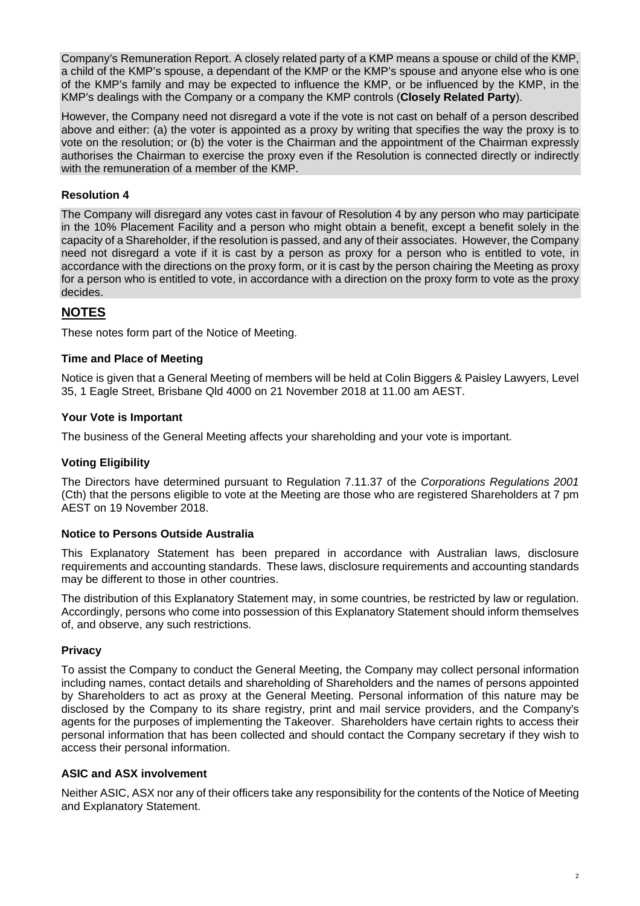Company's Remuneration Report. A closely related party of a KMP means a spouse or child of the KMP, a child of the KMP's spouse, a dependant of the KMP or the KMP's spouse and anyone else who is one of the KMP's family and may be expected to influence the KMP, or be influenced by the KMP, in the KMP's dealings with the Company or a company the KMP controls (**Closely Related Party**).

However, the Company need not disregard a vote if the vote is not cast on behalf of a person described above and either: (a) the voter is appointed as a proxy by writing that specifies the way the proxy is to vote on the resolution; or (b) the voter is the Chairman and the appointment of the Chairman expressly authorises the Chairman to exercise the proxy even if the Resolution is connected directly or indirectly with the remuneration of a member of the KMP.

**Resolution 4**

The Company will disregard any votes cast in favour of Resolution 4 by any person who may participate in the 10% Placement Facility and a person who might obtain a benefit, except a benefit solely in the capacity of a Shareholder, if the resolution is passed, and any of their associates. However, the Company need not disregard a vote if it is cast by a person as proxy for a person who is entitled to vote, in accordance with the directions on the proxy form, or it is cast by the person chairing the Meeting as proxy for a person who is entitled to vote, in accordance with a direction on the proxy form to vote as the proxy decides.

## NOTES

These notes form part of the Notice of Meeting.

### Time and Place of Meeting

Notice is given that a General Meeting of members will be held at Colin Biggers & Paisley Lawyers, Level 35, 1 Eagle Street, Brisbane Qld 4000 on 21 November 2018 at 11.00 am AEST.

### Your Vote is Important

The business of the General Meeting affects your shareholding and your vote is important.

### Voting Eligibility

The Directors have determined pursuant to Regulation 7.11.37 of the *Corporations Regulations 2001* (Cth) that the persons eligible to vote at the Meeting are those who are registered Shareholders at 7 pm AEST on 19 November 2018.

### Notice to Persons Outside Australia

This Explanatory Statement has been prepared in accordance with Australian laws, disclosure requirements and accounting standards. These laws, disclosure requirements and accounting standards may be different to those in other countries.

The distribution of this Explanatory Statement may, in some countries, be restricted by law or regulation. Accordingly, persons who come into possession of this Explanatory Statement should inform themselves of, and observe, any such restrictions.

### Privacy

To assist the Company to conduct the General Meeting, the Company may collect personal information including names, contact details and shareholding of Shareholders and the names of persons appointed by Shareholders to act as proxy at the General Meeting. Personal information of this nature may be disclosed by the Company to its share registry, print and mail service providers, and the Company's agents for the purposes of implementing the Takeover. Shareholders have certain rights to access their personal information that has been collected and should contact the Company secretary if they wish to access their personal information.

### ASIC and ASX involvement

Neither ASIC, ASX nor any of their officers take any responsibility for the contents of the Notice of Meeting and Explanatory Statement.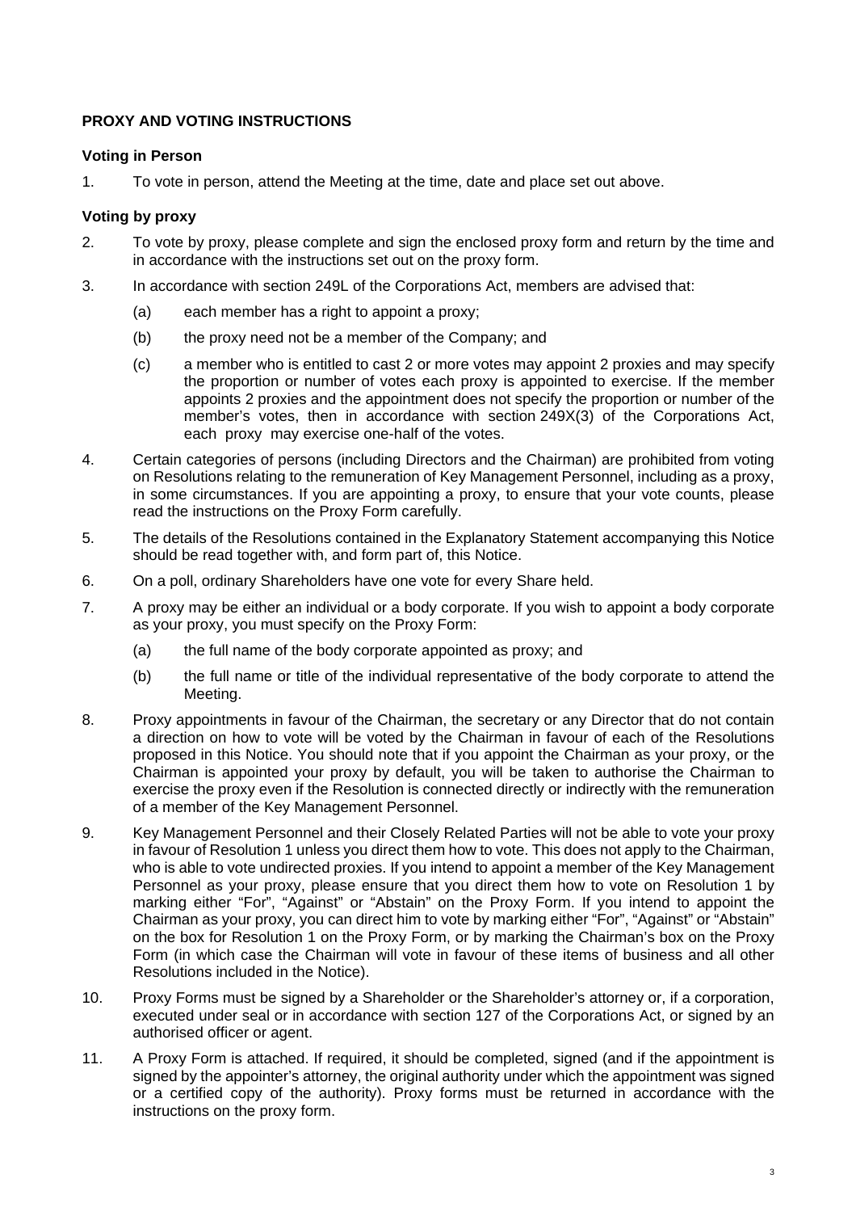**PROXY AND VOTING INSTRUCTIONS**

**Voting in Person**

1. To vote in person, attend the Meeting at the time, date and place set out above.

**Voting by proxy**

2. To vote by proxy, please complete and sign the enclosed proxy form and return by the time and in accordance with the instructions set out on the proxy form.

3. In accordance with section 249L of the Corporations Act, members are advised that:

   (a) each member has a right to appoint a proxy;

   (b) the proxy need not be a member of the Company; and

   (c) a member who is entitled to cast 2 or more votes may appoint 2 proxies and may specify the proportion or number of votes each proxy is appointed to exercise. If the member appoints 2 proxies and the appointment does not specify the proportion or number of the member's votes, then in accordance with section 249X(3) of the Corporations Act, each proxy may exercise one-half of the votes.

4. Certain categories of persons (including Directors and the Chairman) are prohibited from voting on Resolutions relating to the remuneration of Key Management Personnel, including as a proxy, in some circumstances. If you are appointing a proxy, to ensure that your vote counts, please read the instructions on the Proxy Form carefully.

5. The details of the Resolutions contained in the Explanatory Statement accompanying this Notice should be read together with, and form part of, this Notice.

6. On a poll, ordinary Shareholders have one vote for every Share held.

7. A proxy may be either an individual or a body corporate. If you wish to appoint a body corporate as your proxy, you must specify on the Proxy Form:

   (a) the full name of the body corporate appointed as proxy; and

   (b) the full name or title of the individual representative of the body corporate to attend the Meeting.

8. Proxy appointments in favour of the Chairman, the secretary or any Director that do not contain a direction on how to vote will be voted by the Chairman in favour of each of the Resolutions proposed in this Notice. You should note that if you appoint the Chairman as your proxy, or the Chairman is appointed your proxy by default, you will be taken to authorise the Chairman to exercise the proxy even if the Resolution is connected directly or indirectly with the remuneration of a member of the Key Management Personnel.

9. Key Management Personnel and their Closely Related Parties will not be able to vote your proxy in favour of Resolution 1 unless you direct them how to vote. This does not apply to the Chairman, who is able to vote undirected proxies. If you intend to appoint a member of the Key Management Personnel as your proxy, please ensure that you direct them how to vote on Resolution 1 by marking either "For", "Against" or "Abstain" on the Proxy Form. If you intend to appoint the Chairman as your proxy, you can direct him to vote by marking either "For", "Against" or "Abstain" on the box for Resolution 1 on the Proxy Form, or by marking the Chairman's box on the Proxy Form (in which case the Chairman will vote in favour of these items of business and all other Resolutions included in the Notice).

10. Proxy Forms must be signed by a Shareholder or the Shareholder's attorney or, if a corporation, executed under seal or in accordance with section 127 of the Corporations Act, or signed by an authorised officer or agent.

11. A Proxy Form is attached. If required, it should be completed, signed (and if the appointment is signed by the appointer's attorney, the original authority under which the appointment was signed or a certified copy of the authority). Proxy forms must be returned in accordance with the instructions on the proxy form.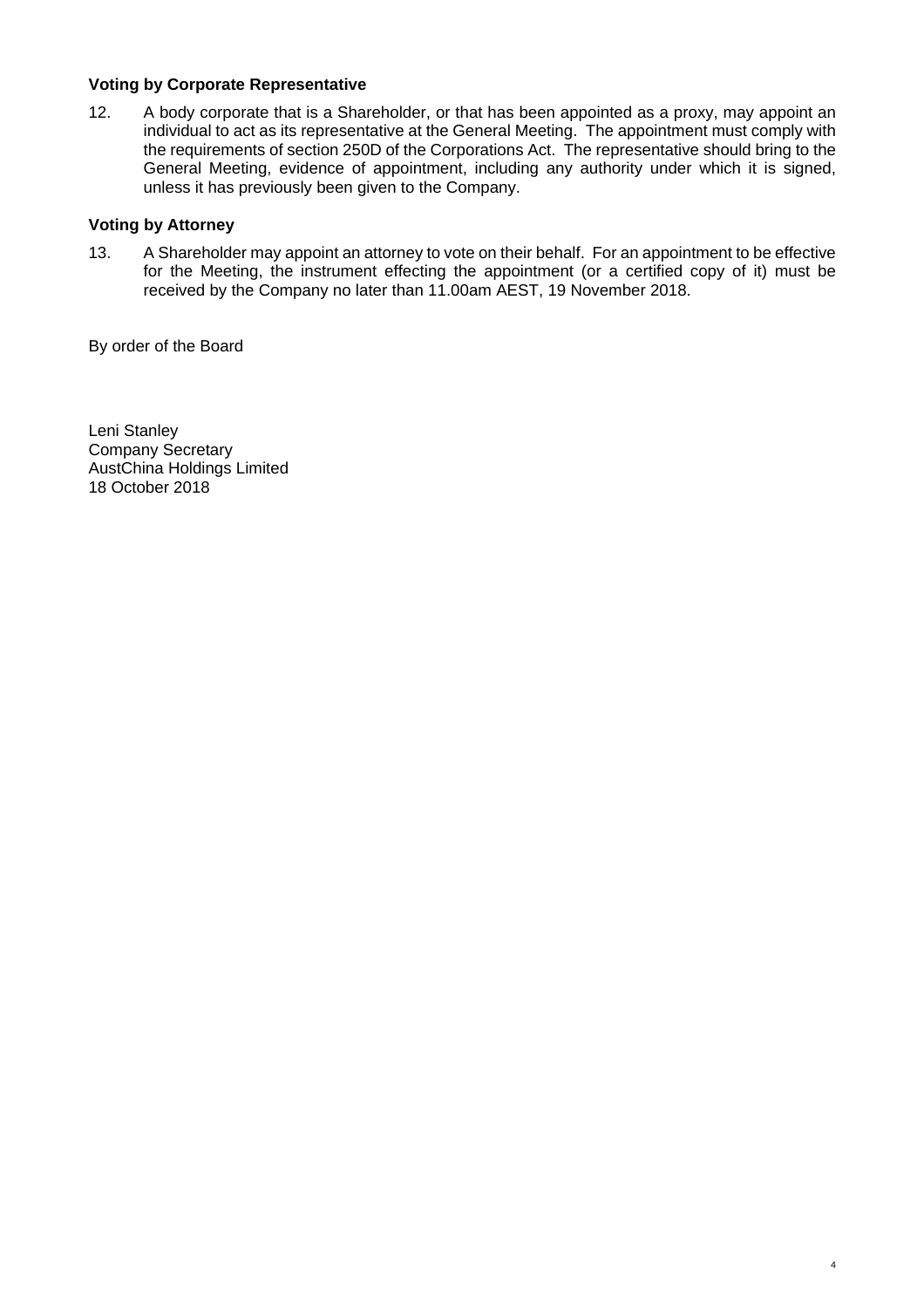**Voting by Corporate Representative**

12. A body corporate that is a Shareholder, or that has been appointed as a proxy, may appoint an individual to act as its representative at the General Meeting. The appointment must comply with the requirements of section 250D of the Corporations Act. The representative should bring to the General Meeting, evidence of appointment, including any authority under which it is signed, unless it has previously been given to the Company.

**Voting by Attorney**

13. A Shareholder may appoint an attorney to vote on their behalf. For an appointment to be effective for the Meeting, the instrument effecting the appointment (or a certified copy of it) must be received by the Company no later than 11.00am AEST, 19 November 2018.

By order of the Board

Leni Stanley
Company Secretary
AustChina Holdings Limited
18 October 2018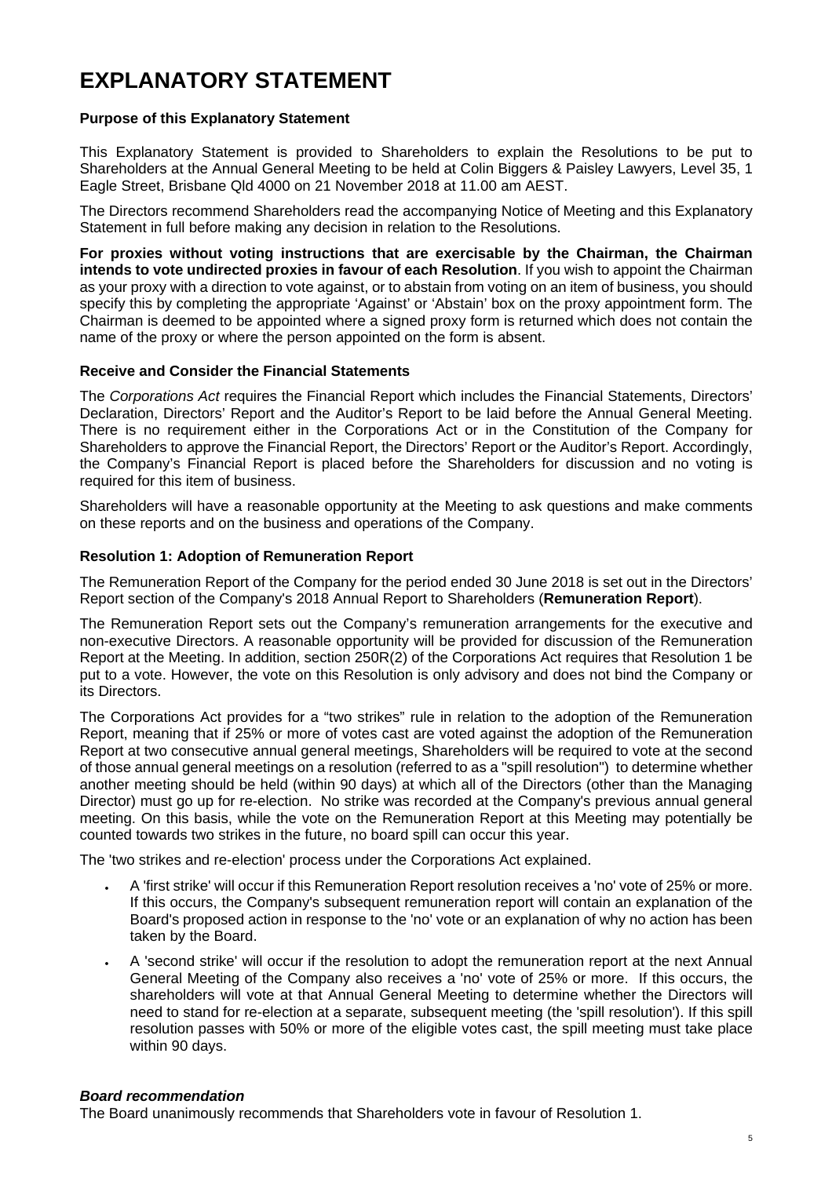# EXPLANATORY STATEMENT

**Purpose of this Explanatory Statement**

This Explanatory Statement is provided to Shareholders to explain the Resolutions to be put to Shareholders at the Annual General Meeting to be held at Colin Biggers & Paisley Lawyers, Level 35, 1 Eagle Street, Brisbane Qld 4000 on 21 November 2018 at 11.00 am AEST.

The Directors recommend Shareholders read the accompanying Notice of Meeting and this Explanatory Statement in full before making any decision in relation to the Resolutions.

**For proxies without voting instructions that are exercisable by the Chairman, the Chairman intends to vote undirected proxies in favour of each Resolution**. If you wish to appoint the Chairman as your proxy with a direction to vote against, or to abstain from voting on an item of business, you should specify this by completing the appropriate 'Against' or 'Abstain' box on the proxy appointment form. The Chairman is deemed to be appointed where a signed proxy form is returned which does not contain the name of the proxy or where the person appointed on the form is absent.

**Receive and Consider the Financial Statements**

The *Corporations Act* requires the Financial Report which includes the Financial Statements, Directors' Declaration, Directors' Report and the Auditor's Report to be laid before the Annual General Meeting. There is no requirement either in the Corporations Act or in the Constitution of the Company for Shareholders to approve the Financial Report, the Directors' Report or the Auditor's Report. Accordingly, the Company's Financial Report is placed before the Shareholders for discussion and no voting is required for this item of business.

Shareholders will have a reasonable opportunity at the Meeting to ask questions and make comments on these reports and on the business and operations of the Company.

**Resolution 1: Adoption of Remuneration Report**

The Remuneration Report of the Company for the period ended 30 June 2018 is set out in the Directors' Report section of the Company's 2018 Annual Report to Shareholders (**Remuneration Report**).

The Remuneration Report sets out the Company's remuneration arrangements for the executive and non-executive Directors. A reasonable opportunity will be provided for discussion of the Remuneration Report at the Meeting. In addition, section 250R(2) of the Corporations Act requires that Resolution 1 be put to a vote. However, the vote on this Resolution is only advisory and does not bind the Company or its Directors.

The Corporations Act provides for a "two strikes" rule in relation to the adoption of the Remuneration Report, meaning that if 25% or more of votes cast are voted against the adoption of the Remuneration Report at two consecutive annual general meetings, Shareholders will be required to vote at the second of those annual general meetings on a resolution (referred to as a "spill resolution") to determine whether another meeting should be held (within 90 days) at which all of the Directors (other than the Managing Director) must go up for re-election. No strike was recorded at the Company's previous annual general meeting. On this basis, while the vote on the Remuneration Report at this Meeting may potentially be counted towards two strikes in the future, no board spill can occur this year.

The 'two strikes and re-election' process under the Corporations Act explained.

- A 'first strike' will occur if this Remuneration Report resolution receives a 'no' vote of 25% or more. If this occurs, the Company's subsequent remuneration report will contain an explanation of the Board's proposed action in response to the 'no' vote or an explanation of why no action has been taken by the Board.
- A 'second strike' will occur if the resolution to adopt the remuneration report at the next Annual General Meeting of the Company also receives a 'no' vote of 25% or more. If this occurs, the shareholders will vote at that Annual General Meeting to determine whether the Directors will need to stand for re-election at a separate, subsequent meeting (the 'spill resolution'). If this spill resolution passes with 50% or more of the eligible votes cast, the spill meeting must take place within 90 days.

***Board recommendation***

The Board unanimously recommends that Shareholders vote in favour of Resolution 1.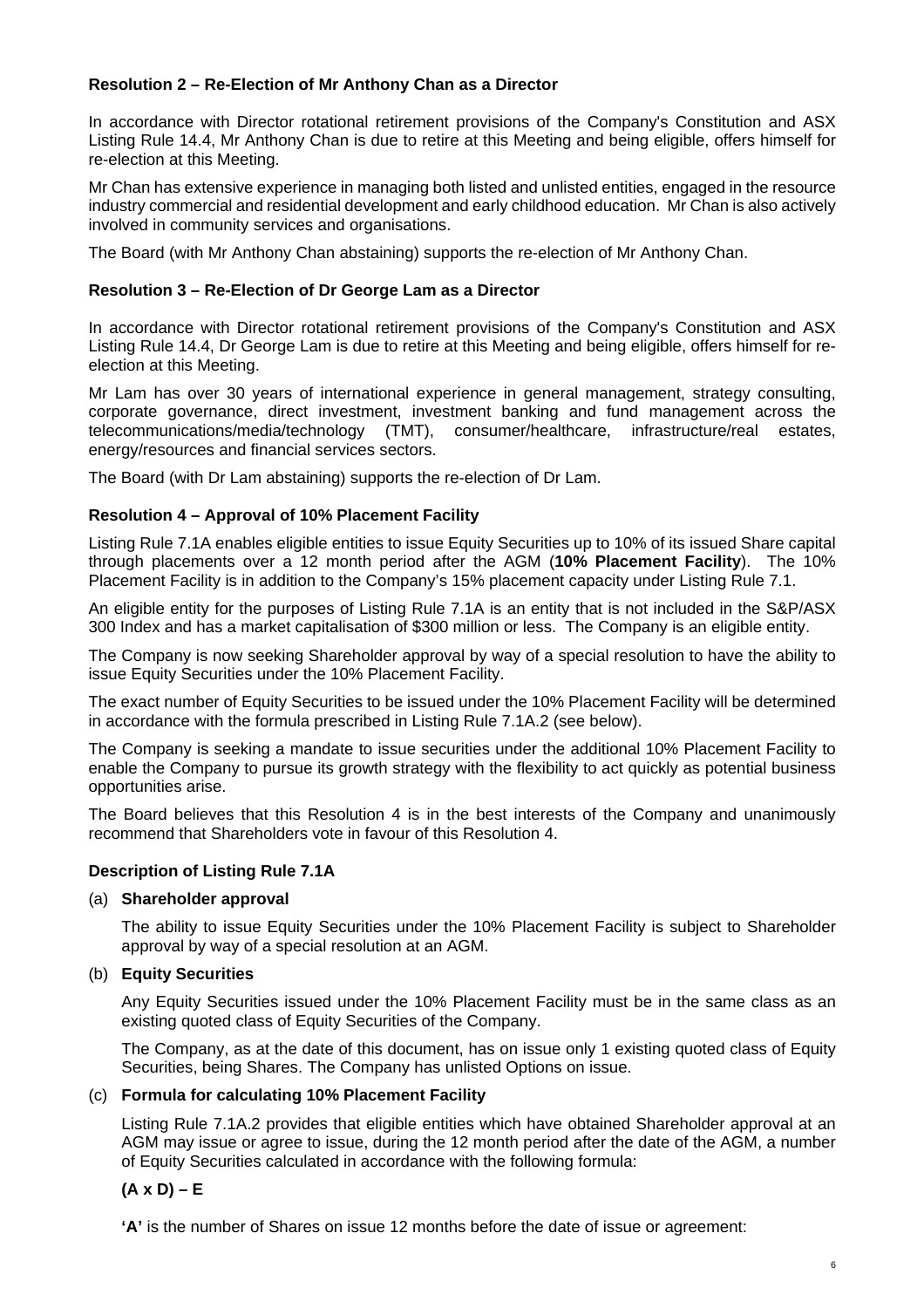**Resolution 2 – Re-Election of Mr Anthony Chan as a Director**

In accordance with Director rotational retirement provisions of the Company's Constitution and ASX Listing Rule 14.4, Mr Anthony Chan is due to retire at this Meeting and being eligible, offers himself for re-election at this Meeting.

Mr Chan has extensive experience in managing both listed and unlisted entities, engaged in the resource industry commercial and residential development and early childhood education. Mr Chan is also actively involved in community services and organisations.

The Board (with Mr Anthony Chan abstaining) supports the re-election of Mr Anthony Chan.

**Resolution 3 – Re-Election of Dr George Lam as a Director**

In accordance with Director rotational retirement provisions of the Company's Constitution and ASX Listing Rule 14.4, Dr George Lam is due to retire at this Meeting and being eligible, offers himself for re-election at this Meeting.

Mr Lam has over 30 years of international experience in general management, strategy consulting, corporate governance, direct investment, investment banking and fund management across the telecommunications/media/technology (TMT), consumer/healthcare, infrastructure/real estates, energy/resources and financial services sectors.

The Board (with Dr Lam abstaining) supports the re-election of Dr Lam.

**Resolution 4 – Approval of 10% Placement Facility**

Listing Rule 7.1A enables eligible entities to issue Equity Securities up to 10% of its issued Share capital through placements over a 12 month period after the AGM (**10% Placement Facility**). The 10% Placement Facility is in addition to the Company's 15% placement capacity under Listing Rule 7.1.

An eligible entity for the purposes of Listing Rule 7.1A is an entity that is not included in the S&P/ASX 300 Index and has a market capitalisation of $300 million or less. The Company is an eligible entity.

The Company is now seeking Shareholder approval by way of a special resolution to have the ability to issue Equity Securities under the 10% Placement Facility.

The exact number of Equity Securities to be issued under the 10% Placement Facility will be determined in accordance with the formula prescribed in Listing Rule 7.1A.2 (see below).

The Company is seeking a mandate to issue securities under the additional 10% Placement Facility to enable the Company to pursue its growth strategy with the flexibility to act quickly as potential business opportunities arise.

The Board believes that this Resolution 4 is in the best interests of the Company and unanimously recommend that Shareholders vote in favour of this Resolution 4.

**Description of Listing Rule 7.1A**

(a) **Shareholder approval**

The ability to issue Equity Securities under the 10% Placement Facility is subject to Shareholder approval by way of a special resolution at an AGM.

(b) **Equity Securities**

Any Equity Securities issued under the 10% Placement Facility must be in the same class as an existing quoted class of Equity Securities of the Company.

The Company, as at the date of this document, has on issue only 1 existing quoted class of Equity Securities, being Shares. The Company has unlisted Options on issue.

(c) **Formula for calculating 10% Placement Facility**

Listing Rule 7.1A.2 provides that eligible entities which have obtained Shareholder approval at an AGM may issue or agree to issue, during the 12 month period after the date of the AGM, a number of Equity Securities calculated in accordance with the following formula:

**(A x D) – E**

**'A'** is the number of Shares on issue 12 months before the date of issue or agreement: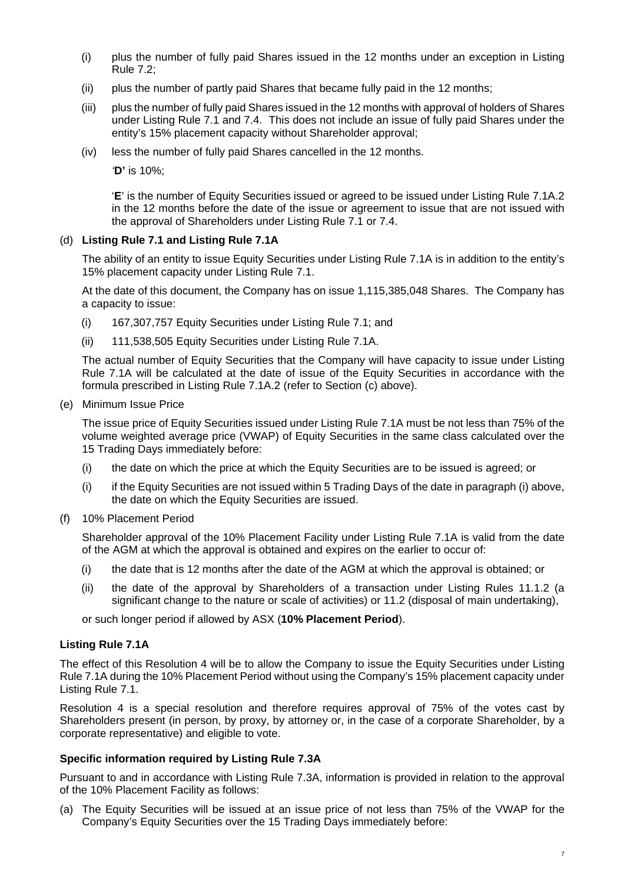- (i) plus the number of fully paid Shares issued in the 12 months under an exception in Listing Rule 7.2;
- (ii) plus the number of partly paid Shares that became fully paid in the 12 months;
- (iii) plus the number of fully paid Shares issued in the 12 months with approval of holders of Shares under Listing Rule 7.1 and 7.4. This does not include an issue of fully paid Shares under the entity's 15% placement capacity without Shareholder approval;
- (iv) less the number of fully paid Shares cancelled in the 12 months.

  '**D'** is 10%;

  '**E**' is the number of Equity Securities issued or agreed to be issued under Listing Rule 7.1A.2 in the 12 months before the date of the issue or agreement to issue that are not issued with the approval of Shareholders under Listing Rule 7.1 or 7.4.

(d) **Listing Rule 7.1 and Listing Rule 7.1A**

The ability of an entity to issue Equity Securities under Listing Rule 7.1A is in addition to the entity's 15% placement capacity under Listing Rule 7.1.

At the date of this document, the Company has on issue 1,115,385,048 Shares. The Company has a capacity to issue:

- (i) 167,307,757 Equity Securities under Listing Rule 7.1; and
- (ii) 111,538,505 Equity Securities under Listing Rule 7.1A.

The actual number of Equity Securities that the Company will have capacity to issue under Listing Rule 7.1A will be calculated at the date of issue of the Equity Securities in accordance with the formula prescribed in Listing Rule 7.1A.2 (refer to Section (c) above).

(e) Minimum Issue Price

The issue price of Equity Securities issued under Listing Rule 7.1A must be not less than 75% of the volume weighted average price (VWAP) of Equity Securities in the same class calculated over the 15 Trading Days immediately before:

- (i) the date on which the price at which the Equity Securities are to be issued is agreed; or
- (i) if the Equity Securities are not issued within 5 Trading Days of the date in paragraph (i) above, the date on which the Equity Securities are issued.

(f) 10% Placement Period

Shareholder approval of the 10% Placement Facility under Listing Rule 7.1A is valid from the date of the AGM at which the approval is obtained and expires on the earlier to occur of:

- (i) the date that is 12 months after the date of the AGM at which the approval is obtained; or
- (ii) the date of the approval by Shareholders of a transaction under Listing Rules 11.1.2 (a significant change to the nature or scale of activities) or 11.2 (disposal of main undertaking),

or such longer period if allowed by ASX (**10% Placement Period**).

**Listing Rule 7.1A**

The effect of this Resolution 4 will be to allow the Company to issue the Equity Securities under Listing Rule 7.1A during the 10% Placement Period without using the Company's 15% placement capacity under Listing Rule 7.1.

Resolution 4 is a special resolution and therefore requires approval of 75% of the votes cast by Shareholders present (in person, by proxy, by attorney or, in the case of a corporate Shareholder, by a corporate representative) and eligible to vote.

**Specific information required by Listing Rule 7.3A**

Pursuant to and in accordance with Listing Rule 7.3A, information is provided in relation to the approval of the 10% Placement Facility as follows:

(a) The Equity Securities will be issued at an issue price of not less than 75% of the VWAP for the Company's Equity Securities over the 15 Trading Days immediately before: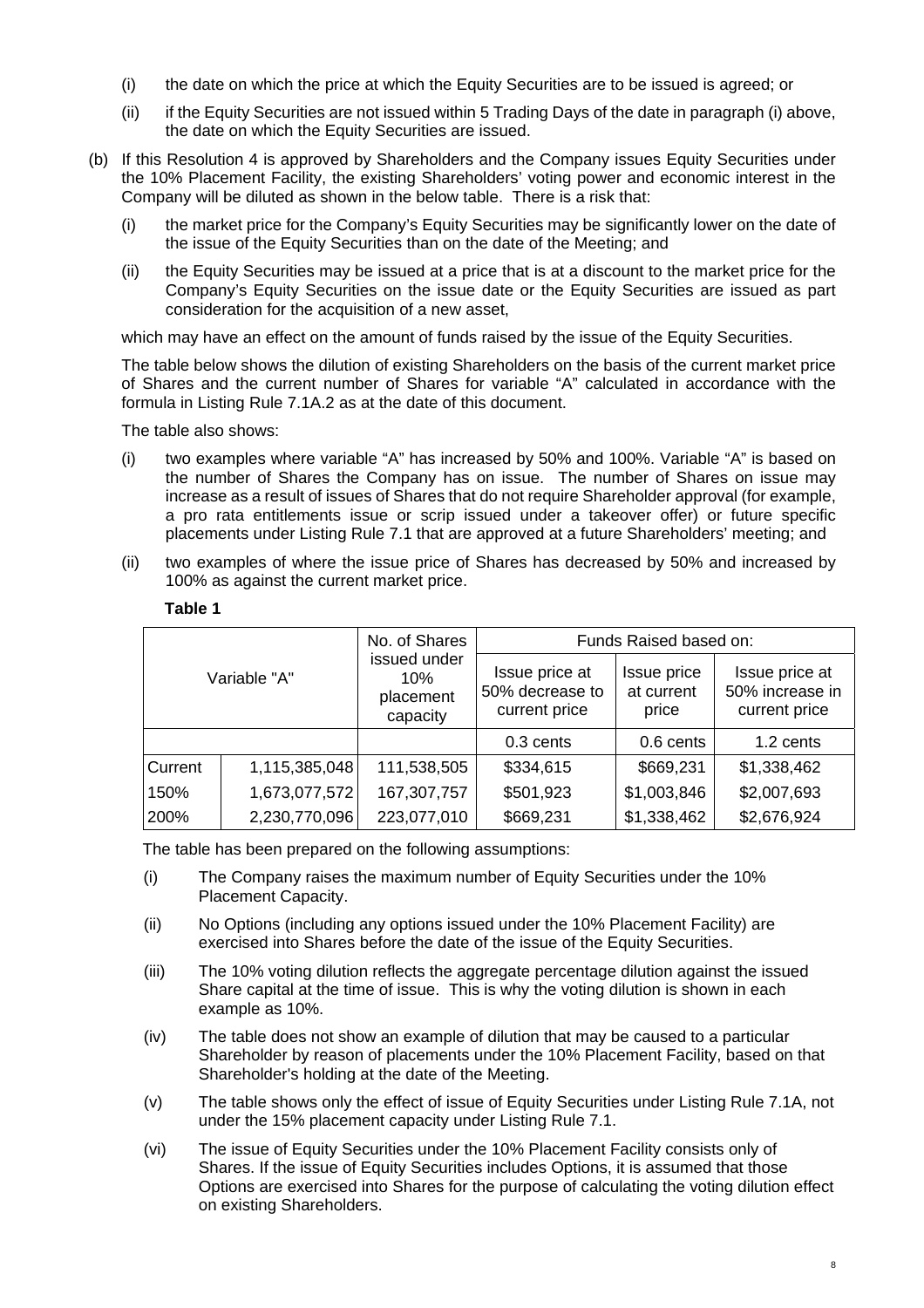(i) the date on which the price at which the Equity Securities are to be issued is agreed; or

(ii) if the Equity Securities are not issued within 5 Trading Days of the date in paragraph (i) above, the date on which the Equity Securities are issued.

(b) If this Resolution 4 is approved by Shareholders and the Company issues Equity Securities under the 10% Placement Facility, the existing Shareholders' voting power and economic interest in the Company will be diluted as shown in the below table. There is a risk that:

(i) the market price for the Company's Equity Securities may be significantly lower on the date of the issue of the Equity Securities than on the date of the Meeting; and

(ii) the Equity Securities may be issued at a price that is at a discount to the market price for the Company's Equity Securities on the issue date or the Equity Securities are issued as part consideration for the acquisition of a new asset,

which may have an effect on the amount of funds raised by the issue of the Equity Securities.

The table below shows the dilution of existing Shareholders on the basis of the current market price of Shares and the current number of Shares for variable "A" calculated in accordance with the formula in Listing Rule 7.1A.2 as at the date of this document.

The table also shows:

(i) two examples where variable "A" has increased by 50% and 100%. Variable "A" is based on the number of Shares the Company has on issue. The number of Shares on issue may increase as a result of issues of Shares that do not require Shareholder approval (for example, a pro rata entitlements issue or scrip issued under a takeover offer) or future specific placements under Listing Rule 7.1 that are approved at a future Shareholders' meeting; and

(ii) two examples of where the issue price of Shares has decreased by 50% and increased by 100% as against the current market price.

**Table 1**

| Variable "A" | | No. of Shares issued under 10% placement capacity | Funds Raised based on: | | |
|---|---|---|---|---|---|
| | | | Issue price at 50% decrease to current price | Issue price at current price | Issue price at 50% increase in current price |
| | | | 0.3 cents | 0.6 cents | 1.2 cents |
| Current | 1,115,385,048 | 111,538,505 | $334,615 | $669,231 | $1,338,462 |
| 150% | 1,673,077,572 | 167,307,757 | $501,923 | $1,003,846 | $2,007,693 |
| 200% | 2,230,770,096 | 223,077,010 | $669,231 | $1,338,462 | $2,676,924 |

The table has been prepared on the following assumptions:

(i) The Company raises the maximum number of Equity Securities under the 10% Placement Capacity.

(ii) No Options (including any options issued under the 10% Placement Facility) are exercised into Shares before the date of the issue of the Equity Securities.

(iii) The 10% voting dilution reflects the aggregate percentage dilution against the issued Share capital at the time of issue. This is why the voting dilution is shown in each example as 10%.

(iv) The table does not show an example of dilution that may be caused to a particular Shareholder by reason of placements under the 10% Placement Facility, based on that Shareholder's holding at the date of the Meeting.

(v) The table shows only the effect of issue of Equity Securities under Listing Rule 7.1A, not under the 15% placement capacity under Listing Rule 7.1.

(vi) The issue of Equity Securities under the 10% Placement Facility consists only of Shares. If the issue of Equity Securities includes Options, it is assumed that those Options are exercised into Shares for the purpose of calculating the voting dilution effect on existing Shareholders.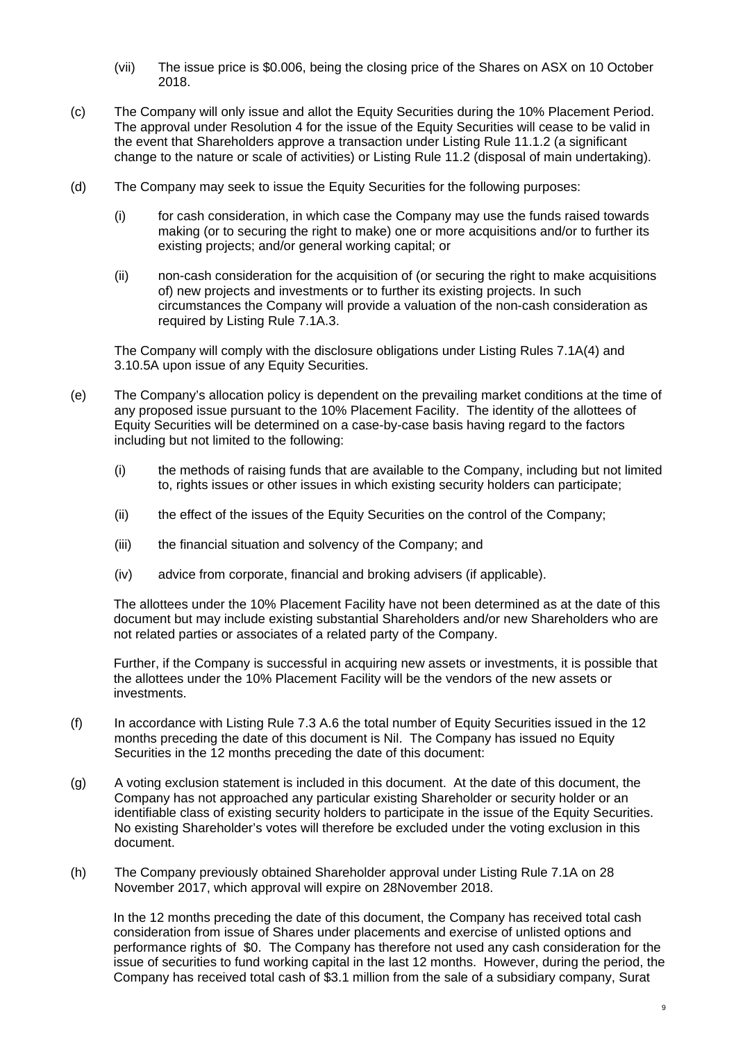(vii) The issue price is $0.006, being the closing price of the Shares on ASX on 10 October 2018.

(c) The Company will only issue and allot the Equity Securities during the 10% Placement Period. The approval under Resolution 4 for the issue of the Equity Securities will cease to be valid in the event that Shareholders approve a transaction under Listing Rule 11.1.2 (a significant change to the nature or scale of activities) or Listing Rule 11.2 (disposal of main undertaking).

(d) The Company may seek to issue the Equity Securities for the following purposes:

(i) for cash consideration, in which case the Company may use the funds raised towards making (or to securing the right to make) one or more acquisitions and/or to further its existing projects; and/or general working capital; or

(ii) non-cash consideration for the acquisition of (or securing the right to make acquisitions of) new projects and investments or to further its existing projects. In such circumstances the Company will provide a valuation of the non-cash consideration as required by Listing Rule 7.1A.3.

The Company will comply with the disclosure obligations under Listing Rules 7.1A(4) and 3.10.5A upon issue of any Equity Securities.

(e) The Company's allocation policy is dependent on the prevailing market conditions at the time of any proposed issue pursuant to the 10% Placement Facility. The identity of the allottees of Equity Securities will be determined on a case-by-case basis having regard to the factors including but not limited to the following:

(i) the methods of raising funds that are available to the Company, including but not limited to, rights issues or other issues in which existing security holders can participate;

(ii) the effect of the issues of the Equity Securities on the control of the Company;

(iii) the financial situation and solvency of the Company; and

(iv) advice from corporate, financial and broking advisers (if applicable).

The allottees under the 10% Placement Facility have not been determined as at the date of this document but may include existing substantial Shareholders and/or new Shareholders who are not related parties or associates of a related party of the Company.

Further, if the Company is successful in acquiring new assets or investments, it is possible that the allottees under the 10% Placement Facility will be the vendors of the new assets or investments.

(f) In accordance with Listing Rule 7.3 A.6 the total number of Equity Securities issued in the 12 months preceding the date of this document is Nil. The Company has issued no Equity Securities in the 12 months preceding the date of this document:

(g) A voting exclusion statement is included in this document. At the date of this document, the Company has not approached any particular existing Shareholder or security holder or an identifiable class of existing security holders to participate in the issue of the Equity Securities. No existing Shareholder's votes will therefore be excluded under the voting exclusion in this document.

(h) The Company previously obtained Shareholder approval under Listing Rule 7.1A on 28 November 2017, which approval will expire on 28November 2018.

In the 12 months preceding the date of this document, the Company has received total cash consideration from issue of Shares under placements and exercise of unlisted options and performance rights of $0. The Company has therefore not used any cash consideration for the issue of securities to fund working capital in the last 12 months. However, during the period, the Company has received total cash of $3.1 million from the sale of a subsidiary company, Surat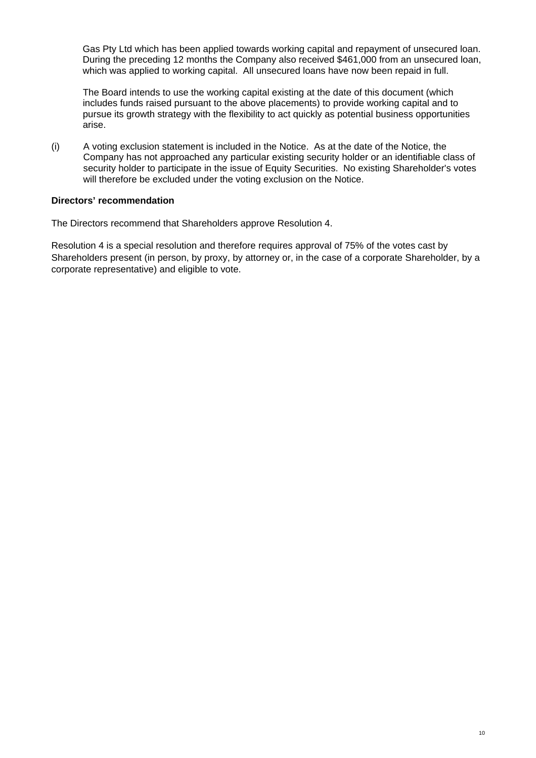Gas Pty Ltd which has been applied towards working capital and repayment of unsecured loan. During the preceding 12 months the Company also received $461,000 from an unsecured loan, which was applied to working capital. All unsecured loans have now been repaid in full.

The Board intends to use the working capital existing at the date of this document (which includes funds raised pursuant to the above placements) to provide working capital and to pursue its growth strategy with the flexibility to act quickly as potential business opportunities arise.

(i) A voting exclusion statement is included in the Notice. As at the date of the Notice, the Company has not approached any particular existing security holder or an identifiable class of security holder to participate in the issue of Equity Securities. No existing Shareholder's votes will therefore be excluded under the voting exclusion on the Notice.

**Directors' recommendation**

The Directors recommend that Shareholders approve Resolution 4.

Resolution 4 is a special resolution and therefore requires approval of 75% of the votes cast by Shareholders present (in person, by proxy, by attorney or, in the case of a corporate Shareholder, by a corporate representative) and eligible to vote.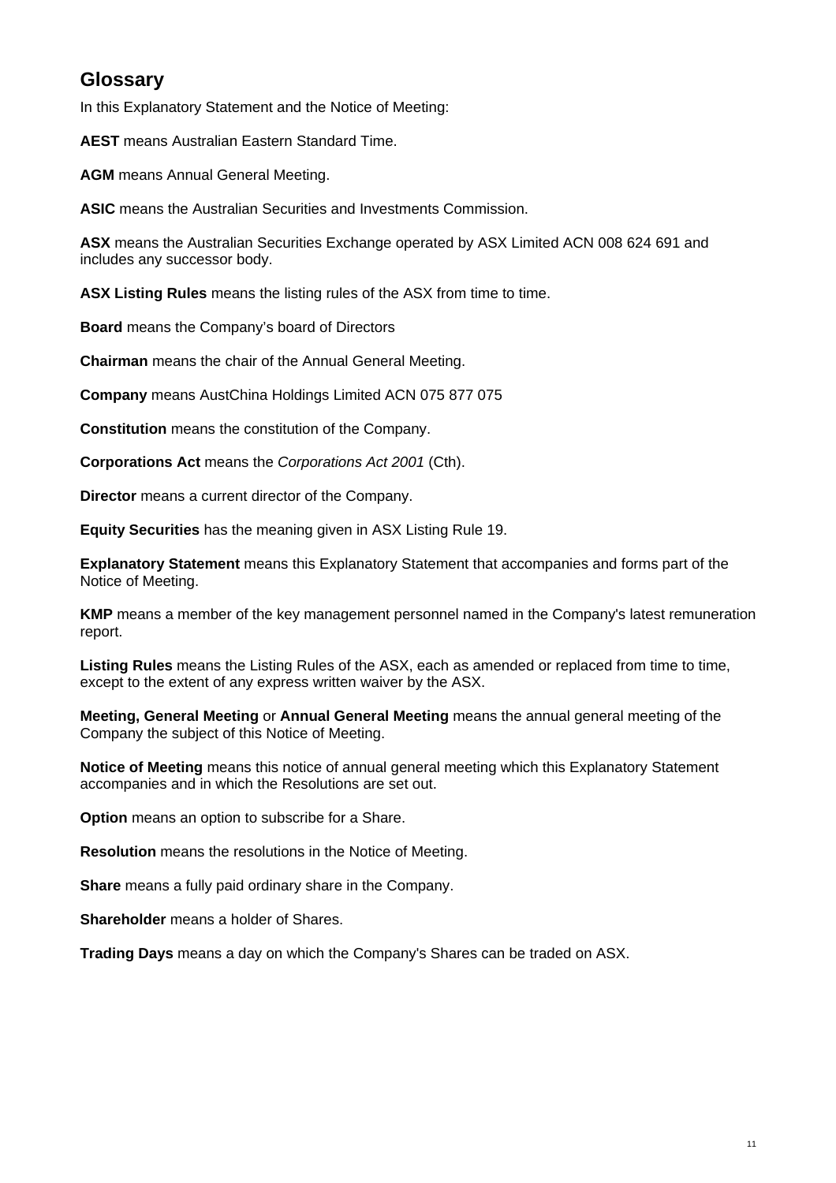## Glossary

In this Explanatory Statement and the Notice of Meeting:

**AEST** means Australian Eastern Standard Time.

**AGM** means Annual General Meeting.

**ASIC** means the Australian Securities and Investments Commission.

**ASX** means the Australian Securities Exchange operated by ASX Limited ACN 008 624 691 and includes any successor body.

**ASX Listing Rules** means the listing rules of the ASX from time to time.

**Board** means the Company's board of Directors

**Chairman** means the chair of the Annual General Meeting.

**Company** means AustChina Holdings Limited ACN 075 877 075

**Constitution** means the constitution of the Company.

**Corporations Act** means the *Corporations Act 2001* (Cth).

**Director** means a current director of the Company.

**Equity Securities** has the meaning given in ASX Listing Rule 19.

**Explanatory Statement** means this Explanatory Statement that accompanies and forms part of the Notice of Meeting.

**KMP** means a member of the key management personnel named in the Company's latest remuneration report.

**Listing Rules** means the Listing Rules of the ASX, each as amended or replaced from time to time, except to the extent of any express written waiver by the ASX.

**Meeting, General Meeting** or **Annual General Meeting** means the annual general meeting of the Company the subject of this Notice of Meeting.

**Notice of Meeting** means this notice of annual general meeting which this Explanatory Statement accompanies and in which the Resolutions are set out.

**Option** means an option to subscribe for a Share.

**Resolution** means the resolutions in the Notice of Meeting.

**Share** means a fully paid ordinary share in the Company.

**Shareholder** means a holder of Shares.

**Trading Days** means a day on which the Company's Shares can be traded on ASX.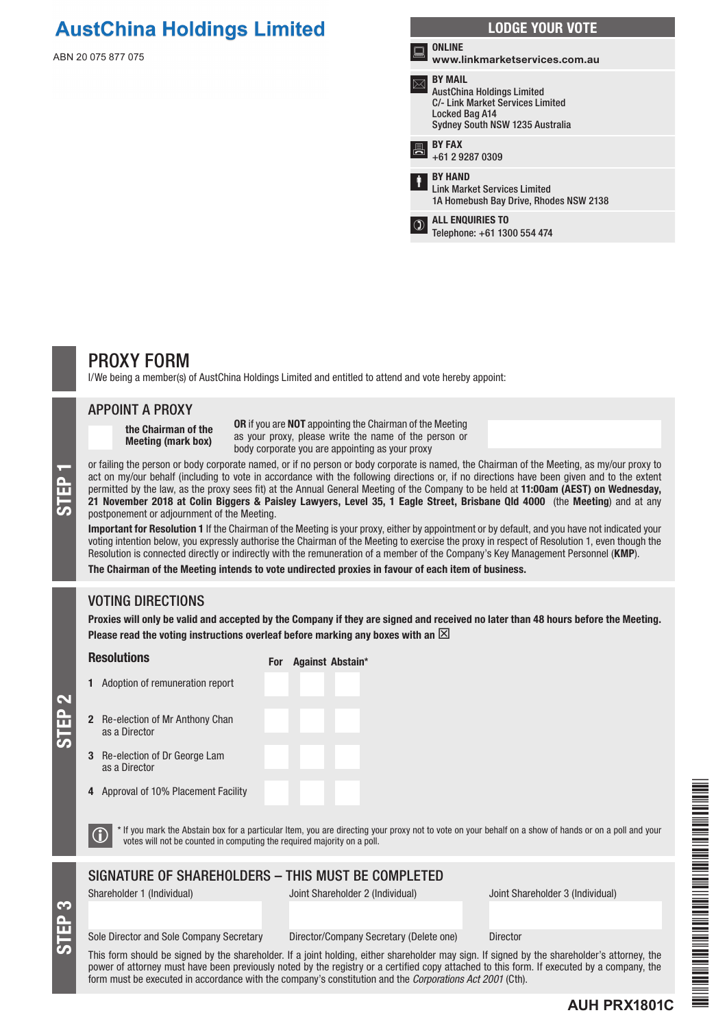# AustChina Holdings Limited

ABN 20 075 877 075

## LODGE YOUR VOTE

**ONLINE**
**www.linkmarketservices.com.au**

**BY MAIL**
AustChina Holdings Limited
C/- Link Market Services Limited
Locked Bag A14
Sydney South NSW 1235 Australia

**BY FAX**
+61 2 9287 0309

**BY HAND**
Link Market Services Limited
1A Homebush Bay Drive, Rhodes NSW 2138

**ALL ENQUIRIES TO**
Telephone: +61 1300 554 474

# PROXY FORM

I/We being a member(s) of AustChina Holdings Limited and entitled to attend and vote hereby appoint:

## STEP 1

### APPOINT A PROXY

☐ **the Chairman of the Meeting (mark box)**

**OR** if you are **NOT** appointing the Chairman of the Meeting as your proxy, please write the name of the person or body corporate you are appointing as your proxy

or failing the person or body corporate named, or if no person or body corporate is named, the Chairman of the Meeting, as my/our proxy to act on my/our behalf (including to vote in accordance with the following directions or, if no directions have been given and to the extent permitted by the law, as the proxy sees fit) at the Annual General Meeting of the Company to be held at **11:00am (AEST) on Wednesday, 21 November 2018 at Colin Biggers & Paisley Lawyers, Level 35, 1 Eagle Street, Brisbane Qld 4000** (the **Meeting**) and at any postponement or adjournment of the Meeting.

**Important for Resolution 1** If the Chairman of the Meeting is your proxy, either by appointment or by default, and you have not indicated your voting intention below, you expressly authorise the Chairman of the Meeting to exercise the proxy in respect of Resolution 1, even though the Resolution is connected directly or indirectly with the remuneration of a member of the Company's Key Management Personnel (**KMP**).

**The Chairman of the Meeting intends to vote undirected proxies in favour of each item of business.**

## STEP 2

### VOTING DIRECTIONS

**Proxies will only be valid and accepted by the Company if they are signed and received no later than 48 hours before the Meeting.**
**Please read the voting instructions overleaf before marking any boxes with an ☒**

| Resolutions | For | Against | Abstain* |
|---|---|---|---|
| 1 Adoption of remuneration report | ☐ | ☐ | ☐ |
| 2 Re-election of Mr Anthony Chan as a Director | ☐ | ☐ | ☐ |
| 3 Re-election of Dr George Lam as a Director | ☐ | ☐ | ☐ |
| 4 Approval of 10% Placement Facility | ☐ | ☐ | ☐ |

* If you mark the Abstain box for a particular Item, you are directing your proxy not to vote on your behalf on a show of hands or on a poll and your votes will not be counted in computing the required majority on a poll.

## STEP 3

### SIGNATURE OF SHAREHOLDERS – THIS MUST BE COMPLETED

| Shareholder 1 (Individual) | Joint Shareholder 2 (Individual) | Joint Shareholder 3 (Individual) |
|---|---|---|
| | | |
| Sole Director and Sole Company Secretary | Director/Company Secretary (Delete one) | Director |

This form should be signed by the shareholder. If a joint holding, either shareholder may sign. If signed by the shareholder's attorney, the power of attorney must have been previously noted by the registry or a certified copy attached to this form. If executed by a company, the form must be executed in accordance with the company's constitution and the *Corporations Act 2001* (Cth).

**AUH PRX1801C**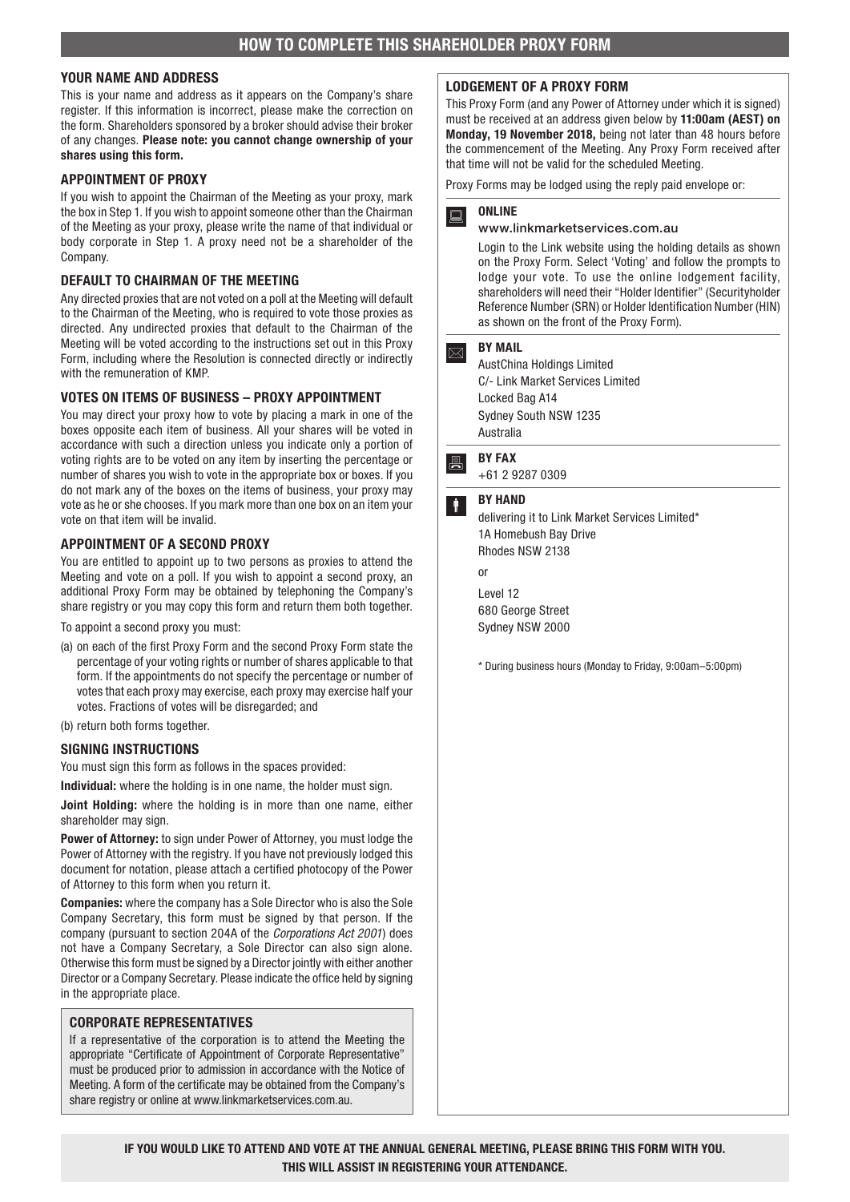# HOW TO COMPLETE THIS SHAREHOLDER PROXY FORM

## YOUR NAME AND ADDRESS

This is your name and address as it appears on the Company's share register. If this information is incorrect, please make the correction on the form. Shareholders sponsored by a broker should advise their broker of any changes. **Please note: you cannot change ownership of your shares using this form.**

## APPOINTMENT OF PROXY

If you wish to appoint the Chairman of the Meeting as your proxy, mark the box in Step 1. If you wish to appoint someone other than the Chairman of the Meeting as your proxy, please write the name of that individual or body corporate in Step 1. A proxy need not be a shareholder of the Company.

## DEFAULT TO CHAIRMAN OF THE MEETING

Any directed proxies that are not voted on a poll at the Meeting will default to the Chairman of the Meeting, who is required to vote those proxies as directed. Any undirected proxies that default to the Chairman of the Meeting will be voted according to the instructions set out in this Proxy Form, including where the Resolution is connected directly or indirectly with the remuneration of KMP.

## VOTES ON ITEMS OF BUSINESS – PROXY APPOINTMENT

You may direct your proxy how to vote by placing a mark in one of the boxes opposite each item of business. All your shares will be voted in accordance with such a direction unless you indicate only a portion of voting rights are to be voted on any item by inserting the percentage or number of shares you wish to vote in the appropriate box or boxes. If you do not mark any of the boxes on the items of business, your proxy may vote as he or she chooses. If you mark more than one box on an item your vote on that item will be invalid.

## APPOINTMENT OF A SECOND PROXY

You are entitled to appoint up to two persons as proxies to attend the Meeting and vote on a poll. If you wish to appoint a second proxy, an additional Proxy Form may be obtained by telephoning the Company's share registry or you may copy this form and return them both together.

To appoint a second proxy you must:

(a) on each of the first Proxy Form and the second Proxy Form state the percentage of your voting rights or number of shares applicable to that form. If the appointments do not specify the percentage or number of votes that each proxy may exercise, each proxy may exercise half your votes. Fractions of votes will be disregarded; and

(b) return both forms together.

## SIGNING INSTRUCTIONS

You must sign this form as follows in the spaces provided:

**Individual:** where the holding is in one name, the holder must sign.

**Joint Holding:** where the holding is in more than one name, either shareholder may sign.

**Power of Attorney:** to sign under Power of Attorney, you must lodge the Power of Attorney with the registry. If you have not previously lodged this document for notation, please attach a certified photocopy of the Power of Attorney to this form when you return it.

**Companies:** where the company has a Sole Director who is also the Sole Company Secretary, this form must be signed by that person. If the company (pursuant to section 204A of the *Corporations Act 2001*) does not have a Company Secretary, a Sole Director can also sign alone. Otherwise this form must be signed by a Director jointly with either another Director or a Company Secretary. Please indicate the office held by signing in the appropriate place.

## CORPORATE REPRESENTATIVES

If a representative of the corporation is to attend the Meeting the appropriate "Certificate of Appointment of Corporate Representative" must be produced prior to admission in accordance with the Notice of Meeting. A form of the certificate may be obtained from the Company's share registry or online at www.linkmarketservices.com.au.

## LODGEMENT OF A PROXY FORM

This Proxy Form (and any Power of Attorney under which it is signed) must be received at an address given below by **11:00am (AEST) on Monday, 19 November 2018,** being not later than 48 hours before the commencement of the Meeting. Any Proxy Form received after that time will not be valid for the scheduled Meeting.

Proxy Forms may be lodged using the reply paid envelope or:

### ONLINE

www.linkmarketservices.com.au

Login to the Link website using the holding details as shown on the Proxy Form. Select 'Voting' and follow the prompts to lodge your vote. To use the online lodgement facility, shareholders will need their "Holder Identifier" (Securityholder Reference Number (SRN) or Holder Identification Number (HIN) as shown on the front of the Proxy Form).

### BY MAIL

AustChina Holdings Limited
C/- Link Market Services Limited
Locked Bag A14
Sydney South NSW 1235
Australia

### BY FAX

+61 2 9287 0309

### BY HAND

delivering it to Link Market Services Limited*
1A Homebush Bay Drive
Rhodes NSW 2138

or

Level 12
680 George Street
Sydney NSW 2000

\* During business hours (Monday to Friday, 9:00am–5:00pm)

**IF YOU WOULD LIKE TO ATTEND AND VOTE AT THE ANNUAL GENERAL MEETING, PLEASE BRING THIS FORM WITH YOU. THIS WILL ASSIST IN REGISTERING YOUR ATTENDANCE.**